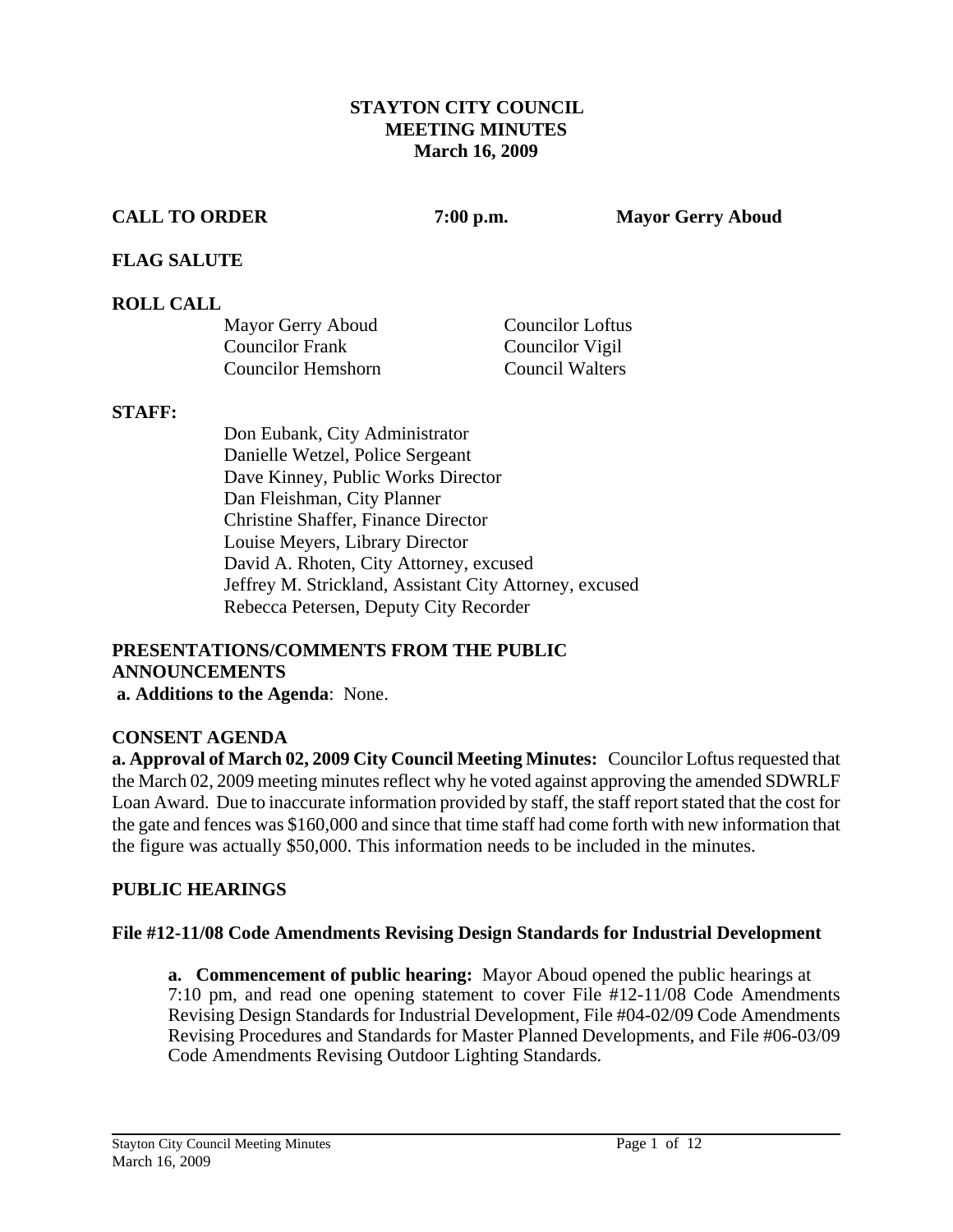# STAYTON CITY COUNCIL
## MEETING MINUTES
### March 16, 2009

**CALL TO ORDER** **7:00 p.m.** **Mayor Gerry Aboud**

**FLAG SALUTE**

**ROLL CALL**

| | |
|---|---|
| Mayor Gerry Aboud | Councilor Loftus |
| Councilor Frank | Councilor Vigil |
| Councilor Hemshorn | Council Walters |

**STAFF:**

Don Eubank, City Administrator
Danielle Wetzel, Police Sergeant
Dave Kinney, Public Works Director
Dan Fleishman, City Planner
Christine Shaffer, Finance Director
Louise Meyers, Library Director
David A. Rhoten, City Attorney, excused
Jeffrey M. Strickland, Assistant City Attorney, excused
Rebecca Petersen, Deputy City Recorder

**PRESENTATIONS/COMMENTS FROM THE PUBLIC**

**ANNOUNCEMENTS**

**a. Additions to the Agenda**: None.

**CONSENT AGENDA**

**a. Approval of March 02, 2009 City Council Meeting Minutes:** Councilor Loftus requested that the March 02, 2009 meeting minutes reflect why he voted against approving the amended SDWRLF Loan Award. Due to inaccurate information provided by staff, the staff report stated that the cost for the gate and fences was $160,000 and since that time staff had come forth with new information that the figure was actually $50,000. This information needs to be included in the minutes.

**PUBLIC HEARINGS**

**File #12-11/08 Code Amendments Revising Design Standards for Industrial Development**

**a. Commencement of public hearing:** Mayor Aboud opened the public hearings at 7:10 pm, and read one opening statement to cover File #12-11/08 Code Amendments Revising Design Standards for Industrial Development, File #04-02/09 Code Amendments Revising Procedures and Standards for Master Planned Developments, and File #06-03/09 Code Amendments Revising Outdoor Lighting Standards.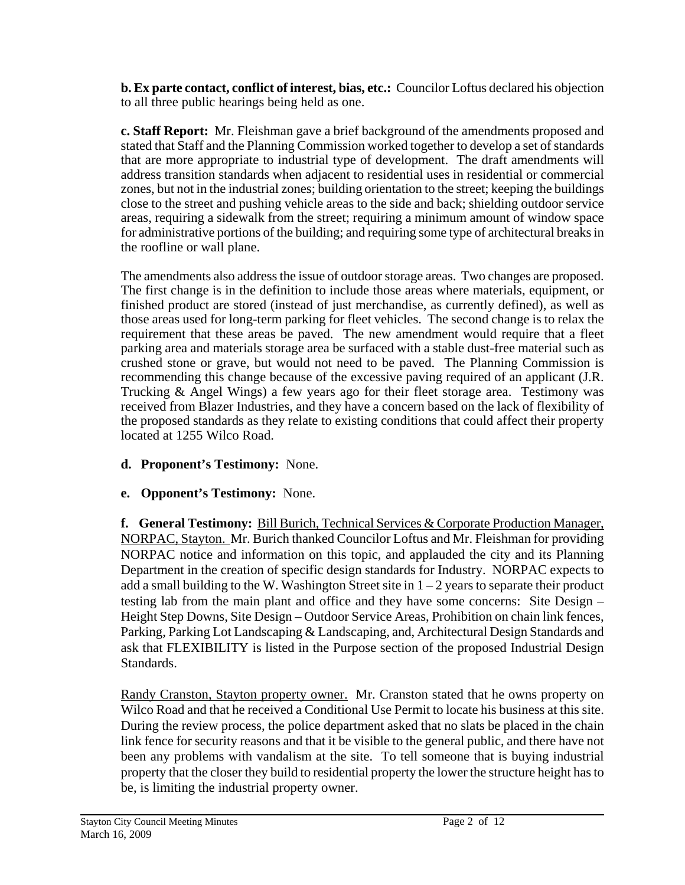**b. Ex parte contact, conflict of interest, bias, etc.:** Councilor Loftus declared his objection to all three public hearings being held as one.

**c. Staff Report:** Mr. Fleishman gave a brief background of the amendments proposed and stated that Staff and the Planning Commission worked together to develop a set of standards that are more appropriate to industrial type of development. The draft amendments will address transition standards when adjacent to residential uses in residential or commercial zones, but not in the industrial zones; building orientation to the street; keeping the buildings close to the street and pushing vehicle areas to the side and back; shielding outdoor service areas, requiring a sidewalk from the street; requiring a minimum amount of window space for administrative portions of the building; and requiring some type of architectural breaks in the roofline or wall plane.

The amendments also address the issue of outdoor storage areas. Two changes are proposed. The first change is in the definition to include those areas where materials, equipment, or finished product are stored (instead of just merchandise, as currently defined), as well as those areas used for long-term parking for fleet vehicles. The second change is to relax the requirement that these areas be paved. The new amendment would require that a fleet parking area and materials storage area be surfaced with a stable dust-free material such as crushed stone or grave, but would not need to be paved. The Planning Commission is recommending this change because of the excessive paving required of an applicant (J.R. Trucking & Angel Wings) a few years ago for their fleet storage area. Testimony was received from Blazer Industries, and they have a concern based on the lack of flexibility of the proposed standards as they relate to existing conditions that could affect their property located at 1255 Wilco Road.

**d. Proponent's Testimony:** None.

**e. Opponent's Testimony:** None.

**f. General Testimony:** Bill Burich, Technical Services & Corporate Production Manager, NORPAC, Stayton. Mr. Burich thanked Councilor Loftus and Mr. Fleishman for providing NORPAC notice and information on this topic, and applauded the city and its Planning Department in the creation of specific design standards for Industry. NORPAC expects to add a small building to the W. Washington Street site in 1 – 2 years to separate their product testing lab from the main plant and office and they have some concerns: Site Design – Height Step Downs, Site Design – Outdoor Service Areas, Prohibition on chain link fences, Parking, Parking Lot Landscaping & Landscaping, and, Architectural Design Standards and ask that FLEXIBILITY is listed in the Purpose section of the proposed Industrial Design Standards.

Randy Cranston, Stayton property owner. Mr. Cranston stated that he owns property on Wilco Road and that he received a Conditional Use Permit to locate his business at this site. During the review process, the police department asked that no slats be placed in the chain link fence for security reasons and that it be visible to the general public, and there have not been any problems with vandalism at the site. To tell someone that is buying industrial property that the closer they build to residential property the lower the structure height has to be, is limiting the industrial property owner.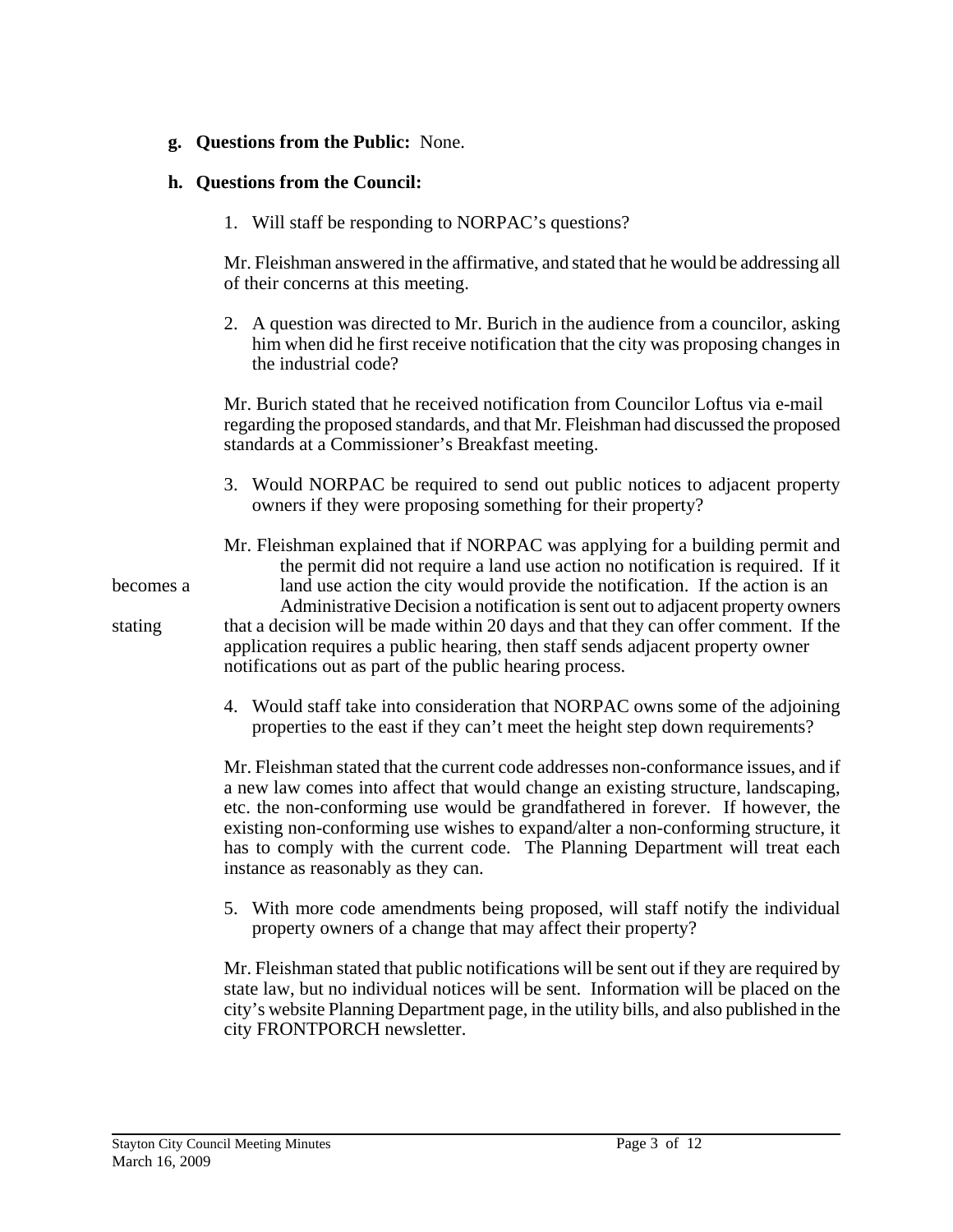**g. Questions from the Public:** None.

**h. Questions from the Council:**

1. Will staff be responding to NORPAC's questions?

Mr. Fleishman answered in the affirmative, and stated that he would be addressing all of their concerns at this meeting.

2. A question was directed to Mr. Burich in the audience from a councilor, asking him when did he first receive notification that the city was proposing changes in the industrial code?

Mr. Burich stated that he received notification from Councilor Loftus via e-mail regarding the proposed standards, and that Mr. Fleishman had discussed the proposed standards at a Commissioner's Breakfast meeting.

3. Would NORPAC be required to send out public notices to adjacent property owners if they were proposing something for their property?

Mr. Fleishman explained that if NORPAC was applying for a building permit and the permit did not require a land use action no notification is required. If it becomes a land use action the city would provide the notification. If the action is an Administrative Decision a notification is sent out to adjacent property owners stating that a decision will be made within 20 days and that they can offer comment. If the application requires a public hearing, then staff sends adjacent property owner notifications out as part of the public hearing process.

4. Would staff take into consideration that NORPAC owns some of the adjoining properties to the east if they can't meet the height step down requirements?

Mr. Fleishman stated that the current code addresses non-conformance issues, and if a new law comes into affect that would change an existing structure, landscaping, etc. the non-conforming use would be grandfathered in forever. If however, the existing non-conforming use wishes to expand/alter a non-conforming structure, it has to comply with the current code. The Planning Department will treat each instance as reasonably as they can.

5. With more code amendments being proposed, will staff notify the individual property owners of a change that may affect their property?

Mr. Fleishman stated that public notifications will be sent out if they are required by state law, but no individual notices will be sent. Information will be placed on the city's website Planning Department page, in the utility bills, and also published in the city FRONTPORCH newsletter.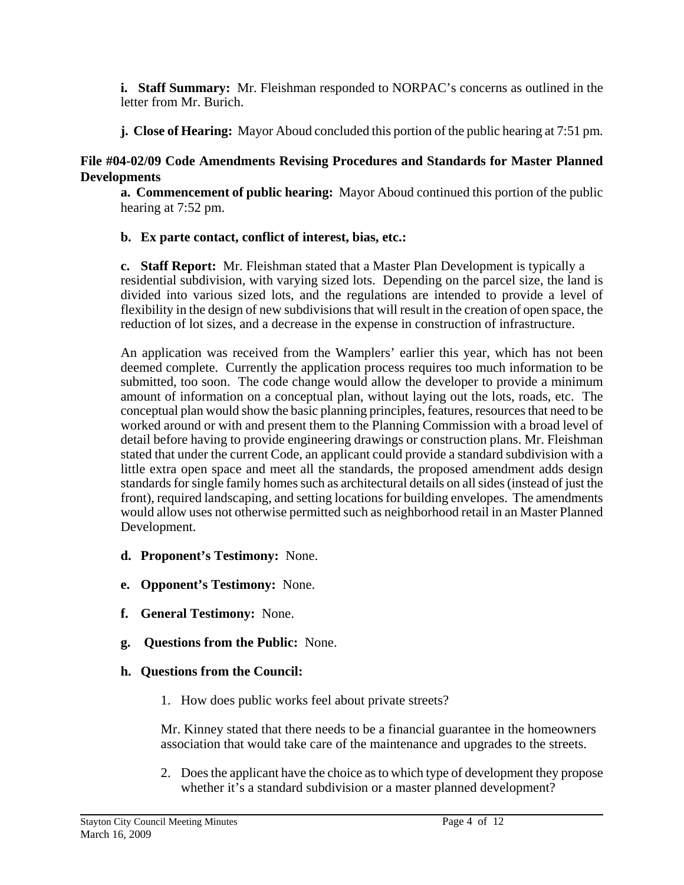**i. Staff Summary:** Mr. Fleishman responded to NORPAC's concerns as outlined in the letter from Mr. Burich.

**j. Close of Hearing:** Mayor Aboud concluded this portion of the public hearing at 7:51 pm.

**File #04-02/09 Code Amendments Revising Procedures and Standards for Master Planned Developments**

**a. Commencement of public hearing:** Mayor Aboud continued this portion of the public hearing at 7:52 pm.

**b. Ex parte contact, conflict of interest, bias, etc.:**

**c. Staff Report:** Mr. Fleishman stated that a Master Plan Development is typically a residential subdivision, with varying sized lots. Depending on the parcel size, the land is divided into various sized lots, and the regulations are intended to provide a level of flexibility in the design of new subdivisions that will result in the creation of open space, the reduction of lot sizes, and a decrease in the expense in construction of infrastructure.

An application was received from the Wamplers' earlier this year, which has not been deemed complete. Currently the application process requires too much information to be submitted, too soon. The code change would allow the developer to provide a minimum amount of information on a conceptual plan, without laying out the lots, roads, etc. The conceptual plan would show the basic planning principles, features, resources that need to be worked around or with and present them to the Planning Commission with a broad level of detail before having to provide engineering drawings or construction plans. Mr. Fleishman stated that under the current Code, an applicant could provide a standard subdivision with a little extra open space and meet all the standards, the proposed amendment adds design standards for single family homes such as architectural details on all sides (instead of just the front), required landscaping, and setting locations for building envelopes. The amendments would allow uses not otherwise permitted such as neighborhood retail in an Master Planned Development.

**d. Proponent's Testimony:** None.

**e. Opponent's Testimony:** None.

**f. General Testimony:** None.

**g. Questions from the Public:** None.

**h. Questions from the Council:**

1. How does public works feel about private streets?

   Mr. Kinney stated that there needs to be a financial guarantee in the homeowners association that would take care of the maintenance and upgrades to the streets.

2. Does the applicant have the choice as to which type of development they propose whether it's a standard subdivision or a master planned development?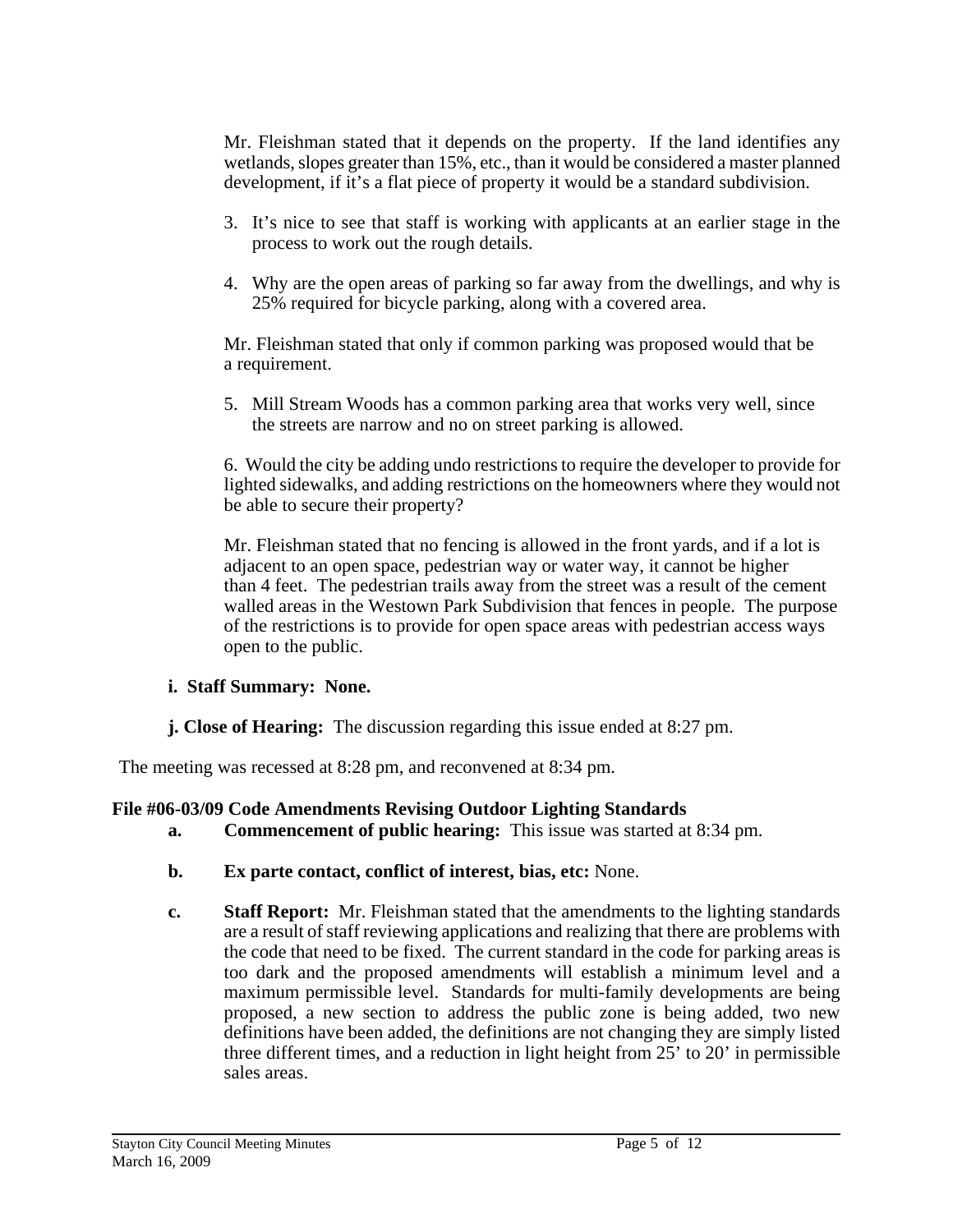Mr. Fleishman stated that it depends on the property. If the land identifies any wetlands, slopes greater than 15%, etc., than it would be considered a master planned development, if it's a flat piece of property it would be a standard subdivision.

3. It's nice to see that staff is working with applicants at an earlier stage in the process to work out the rough details.

4. Why are the open areas of parking so far away from the dwellings, and why is 25% required for bicycle parking, along with a covered area.

Mr. Fleishman stated that only if common parking was proposed would that be a requirement.

5. Mill Stream Woods has a common parking area that works very well, since the streets are narrow and no on street parking is allowed.

6. Would the city be adding undo restrictions to require the developer to provide for lighted sidewalks, and adding restrictions on the homeowners where they would not be able to secure their property?

Mr. Fleishman stated that no fencing is allowed in the front yards, and if a lot is adjacent to an open space, pedestrian way or water way, it cannot be higher than 4 feet. The pedestrian trails away from the street was a result of the cement walled areas in the Westown Park Subdivision that fences in people. The purpose of the restrictions is to provide for open space areas with pedestrian access ways open to the public.

**i. Staff Summary: None.**

**j. Close of Hearing:** The discussion regarding this issue ended at 8:27 pm.

The meeting was recessed at 8:28 pm, and reconvened at 8:34 pm.

**File #06-03/09 Code Amendments Revising Outdoor Lighting Standards**

**a. Commencement of public hearing:** This issue was started at 8:34 pm.

**b. Ex parte contact, conflict of interest, bias, etc:** None.

**c. Staff Report:** Mr. Fleishman stated that the amendments to the lighting standards are a result of staff reviewing applications and realizing that there are problems with the code that need to be fixed. The current standard in the code for parking areas is too dark and the proposed amendments will establish a minimum level and a maximum permissible level. Standards for multi-family developments are being proposed, a new section to address the public zone is being added, two new definitions have been added, the definitions are not changing they are simply listed three different times, and a reduction in light height from 25' to 20' in permissible sales areas.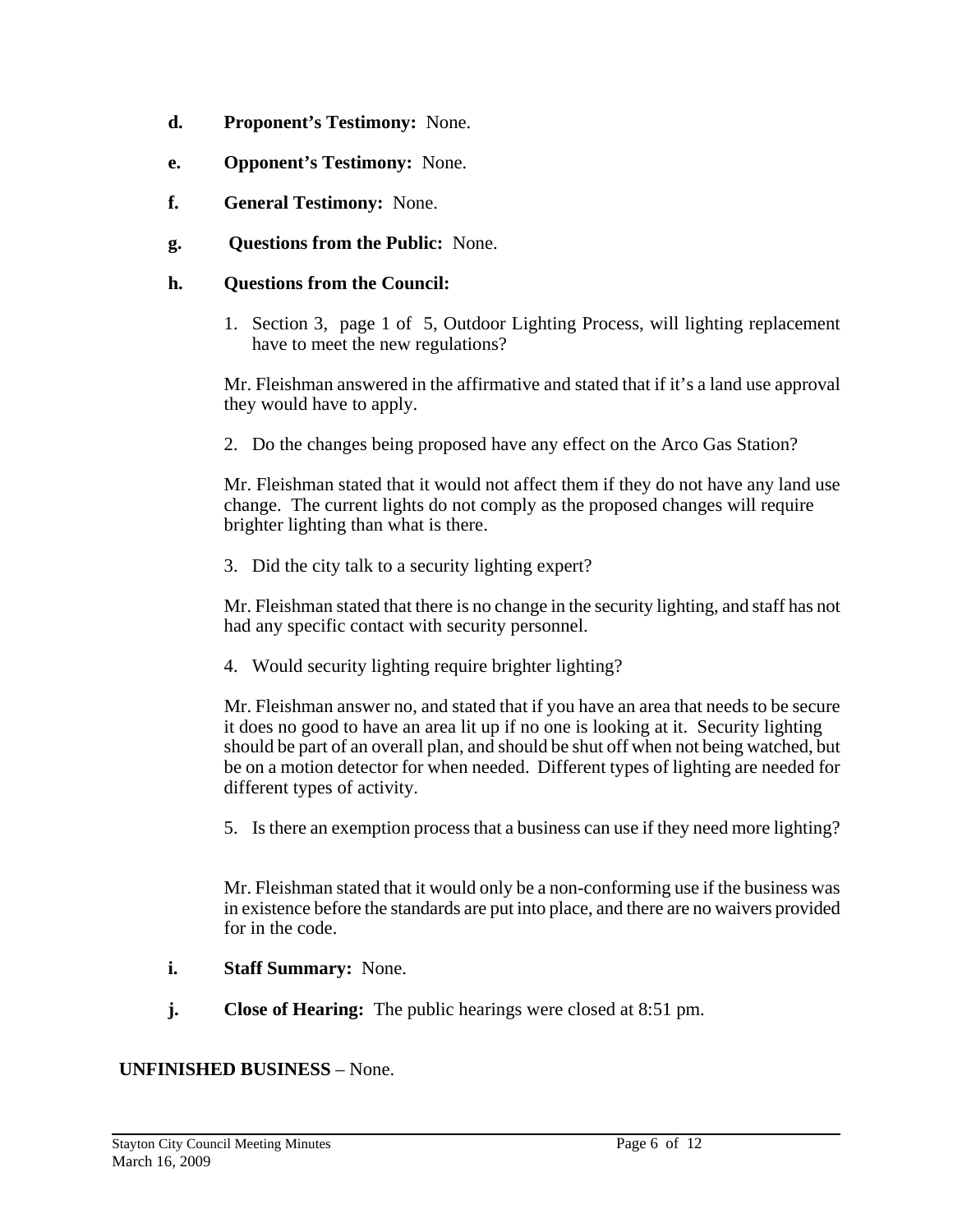**d. Proponent's Testimony:** None.

**e. Opponent's Testimony:** None.

**f. General Testimony:** None.

**g. Questions from the Public:** None.

**h. Questions from the Council:**

1. Section 3, page 1 of 5, Outdoor Lighting Process, will lighting replacement have to meet the new regulations?

Mr. Fleishman answered in the affirmative and stated that if it's a land use approval they would have to apply.

2. Do the changes being proposed have any effect on the Arco Gas Station?

Mr. Fleishman stated that it would not affect them if they do not have any land use change. The current lights do not comply as the proposed changes will require brighter lighting than what is there.

3. Did the city talk to a security lighting expert?

Mr. Fleishman stated that there is no change in the security lighting, and staff has not had any specific contact with security personnel.

4. Would security lighting require brighter lighting?

Mr. Fleishman answer no, and stated that if you have an area that needs to be secure it does no good to have an area lit up if no one is looking at it. Security lighting should be part of an overall plan, and should be shut off when not being watched, but be on a motion detector for when needed. Different types of lighting are needed for different types of activity.

5. Is there an exemption process that a business can use if they need more lighting?

Mr. Fleishman stated that it would only be a non-conforming use if the business was in existence before the standards are put into place, and there are no waivers provided for in the code.

**i. Staff Summary:** None.

**j. Close of Hearing:** The public hearings were closed at 8:51 pm.

**UNFINISHED BUSINESS** – None.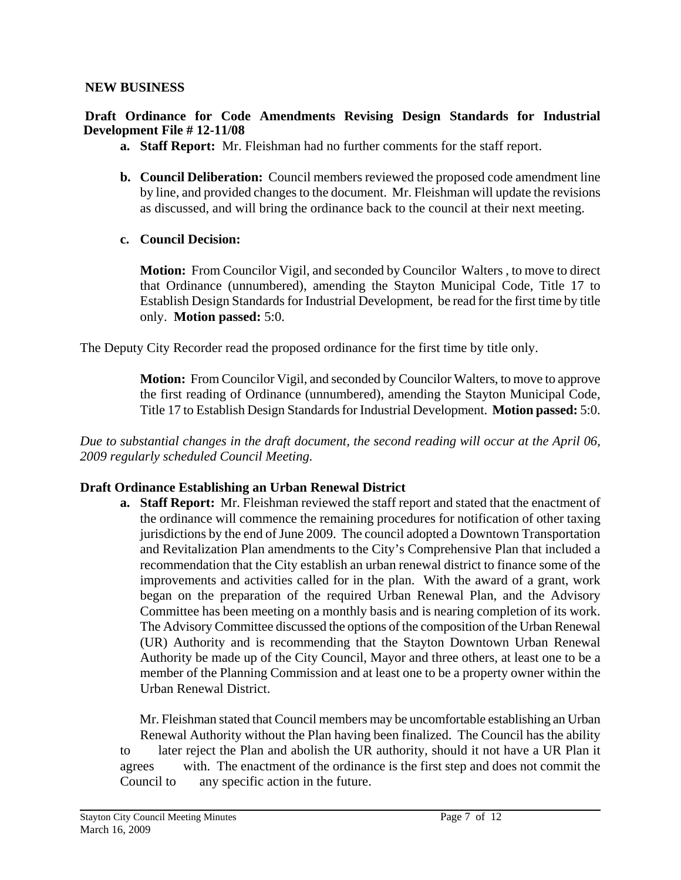**NEW BUSINESS**

**Draft Ordinance for Code Amendments Revising Design Standards for Industrial Development File # 12-11/08**

a. **Staff Report:** Mr. Fleishman had no further comments for the staff report.

b. **Council Deliberation:** Council members reviewed the proposed code amendment line by line, and provided changes to the document. Mr. Fleishman will update the revisions as discussed, and will bring the ordinance back to the council at their next meeting.

c. **Council Decision:**

   **Motion:** From Councilor Vigil, and seconded by Councilor Walters , to move to direct that Ordinance (unnumbered), amending the Stayton Municipal Code, Title 17 to Establish Design Standards for Industrial Development, be read for the first time by title only. **Motion passed:** 5:0.

The Deputy City Recorder read the proposed ordinance for the first time by title only.

   **Motion:** From Councilor Vigil, and seconded by Councilor Walters, to move to approve the first reading of Ordinance (unnumbered), amending the Stayton Municipal Code, Title 17 to Establish Design Standards for Industrial Development. **Motion passed:** 5:0.

*Due to substantial changes in the draft document, the second reading will occur at the April 06, 2009 regularly scheduled Council Meeting.*

**Draft Ordinance Establishing an Urban Renewal District**

a. **Staff Report:** Mr. Fleishman reviewed the staff report and stated that the enactment of the ordinance will commence the remaining procedures for notification of other taxing jurisdictions by the end of June 2009. The council adopted a Downtown Transportation and Revitalization Plan amendments to the City's Comprehensive Plan that included a recommendation that the City establish an urban renewal district to finance some of the improvements and activities called for in the plan. With the award of a grant, work began on the preparation of the required Urban Renewal Plan, and the Advisory Committee has been meeting on a monthly basis and is nearing completion of its work. The Advisory Committee discussed the options of the composition of the Urban Renewal (UR) Authority and is recommending that the Stayton Downtown Urban Renewal Authority be made up of the City Council, Mayor and three others, at least one to be a member of the Planning Commission and at least one to be a property owner within the Urban Renewal District.

   Mr. Fleishman stated that Council members may be uncomfortable establishing an Urban Renewal Authority without the Plan having been finalized. The Council has the ability to later reject the Plan and abolish the UR authority, should it not have a UR Plan it agrees with. The enactment of the ordinance is the first step and does not commit the Council to any specific action in the future.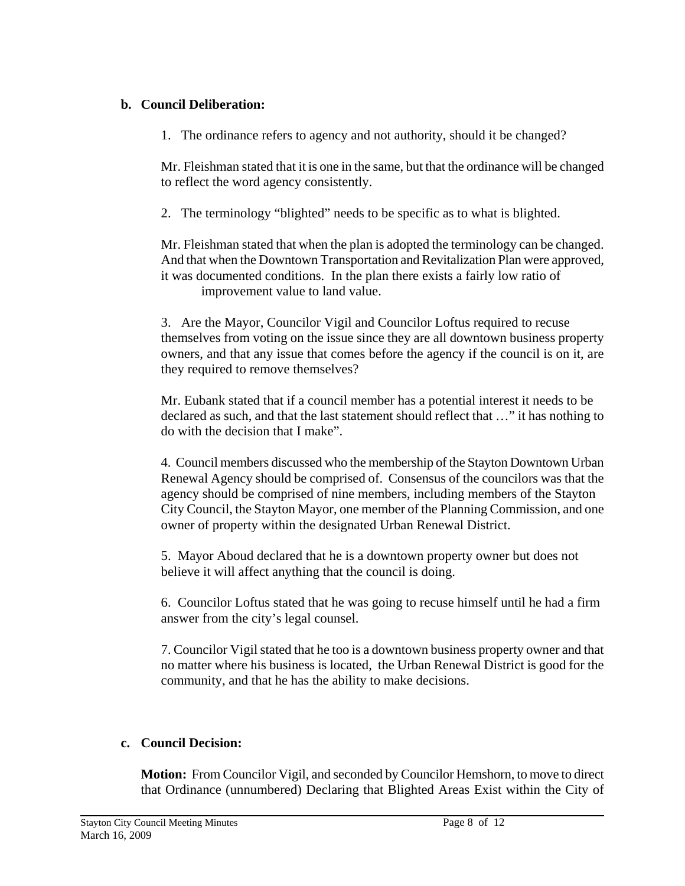**b. Council Deliberation:**

1. The ordinance refers to agency and not authority, should it be changed?

Mr. Fleishman stated that it is one in the same, but that the ordinance will be changed to reflect the word agency consistently.

2. The terminology "blighted" needs to be specific as to what is blighted.

Mr. Fleishman stated that when the plan is adopted the terminology can be changed. And that when the Downtown Transportation and Revitalization Plan were approved, it was documented conditions. In the plan there exists a fairly low ratio of improvement value to land value.

3. Are the Mayor, Councilor Vigil and Councilor Loftus required to recuse themselves from voting on the issue since they are all downtown business property owners, and that any issue that comes before the agency if the council is on it, are they required to remove themselves?

Mr. Eubank stated that if a council member has a potential interest it needs to be declared as such, and that the last statement should reflect that …" it has nothing to do with the decision that I make".

4. Council members discussed who the membership of the Stayton Downtown Urban Renewal Agency should be comprised of. Consensus of the councilors was that the agency should be comprised of nine members, including members of the Stayton City Council, the Stayton Mayor, one member of the Planning Commission, and one owner of property within the designated Urban Renewal District.

5. Mayor Aboud declared that he is a downtown property owner but does not believe it will affect anything that the council is doing.

6. Councilor Loftus stated that he was going to recuse himself until he had a firm answer from the city's legal counsel.

7. Councilor Vigil stated that he too is a downtown business property owner and that no matter where his business is located, the Urban Renewal District is good for the community, and that he has the ability to make decisions.

**c. Council Decision:**

**Motion:** From Councilor Vigil, and seconded by Councilor Hemshorn, to move to direct that Ordinance (unnumbered) Declaring that Blighted Areas Exist within the City of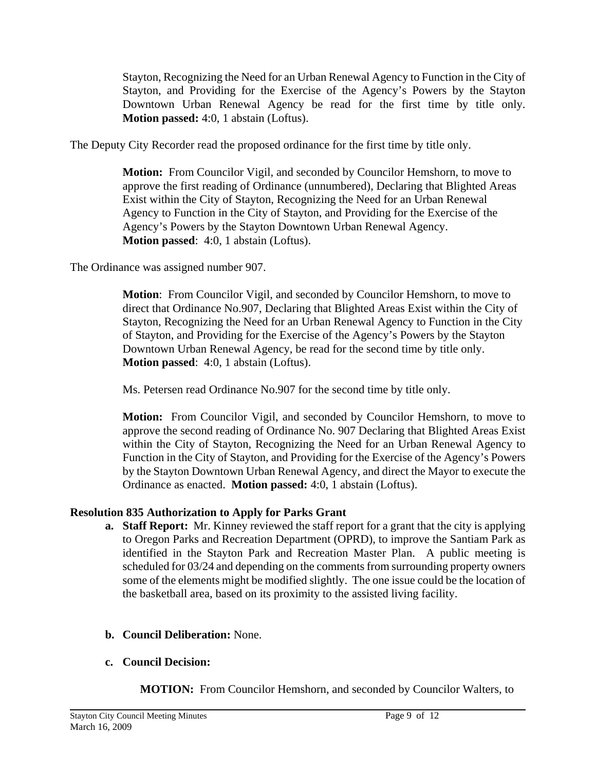Stayton, Recognizing the Need for an Urban Renewal Agency to Function in the City of Stayton, and Providing for the Exercise of the Agency's Powers by the Stayton Downtown Urban Renewal Agency be read for the first time by title only. **Motion passed:** 4:0, 1 abstain (Loftus).

The Deputy City Recorder read the proposed ordinance for the first time by title only.

> **Motion:** From Councilor Vigil, and seconded by Councilor Hemshorn, to move to approve the first reading of Ordinance (unnumbered), Declaring that Blighted Areas Exist within the City of Stayton, Recognizing the Need for an Urban Renewal Agency to Function in the City of Stayton, and Providing for the Exercise of the Agency's Powers by the Stayton Downtown Urban Renewal Agency. **Motion passed**: 4:0, 1 abstain (Loftus).

The Ordinance was assigned number 907.

> **Motion**: From Councilor Vigil, and seconded by Councilor Hemshorn, to move to direct that Ordinance No.907, Declaring that Blighted Areas Exist within the City of Stayton, Recognizing the Need for an Urban Renewal Agency to Function in the City of Stayton, and Providing for the Exercise of the Agency's Powers by the Stayton Downtown Urban Renewal Agency, be read for the second time by title only. **Motion passed**: 4:0, 1 abstain (Loftus).
>
> Ms. Petersen read Ordinance No.907 for the second time by title only.
>
> **Motion:** From Councilor Vigil, and seconded by Councilor Hemshorn, to move to approve the second reading of Ordinance No. 907 Declaring that Blighted Areas Exist within the City of Stayton, Recognizing the Need for an Urban Renewal Agency to Function in the City of Stayton, and Providing for the Exercise of the Agency's Powers by the Stayton Downtown Urban Renewal Agency, and direct the Mayor to execute the Ordinance as enacted. **Motion passed:** 4:0, 1 abstain (Loftus).

**Resolution 835 Authorization to Apply for Parks Grant**

a. **Staff Report:** Mr. Kinney reviewed the staff report for a grant that the city is applying to Oregon Parks and Recreation Department (OPRD), to improve the Santiam Park as identified in the Stayton Park and Recreation Master Plan. A public meeting is scheduled for 03/24 and depending on the comments from surrounding property owners some of the elements might be modified slightly. The one issue could be the location of the basketball area, based on its proximity to the assisted living facility.

b. **Council Deliberation:** None.

c. **Council Decision:**

> **MOTION:** From Councilor Hemshorn, and seconded by Councilor Walters, to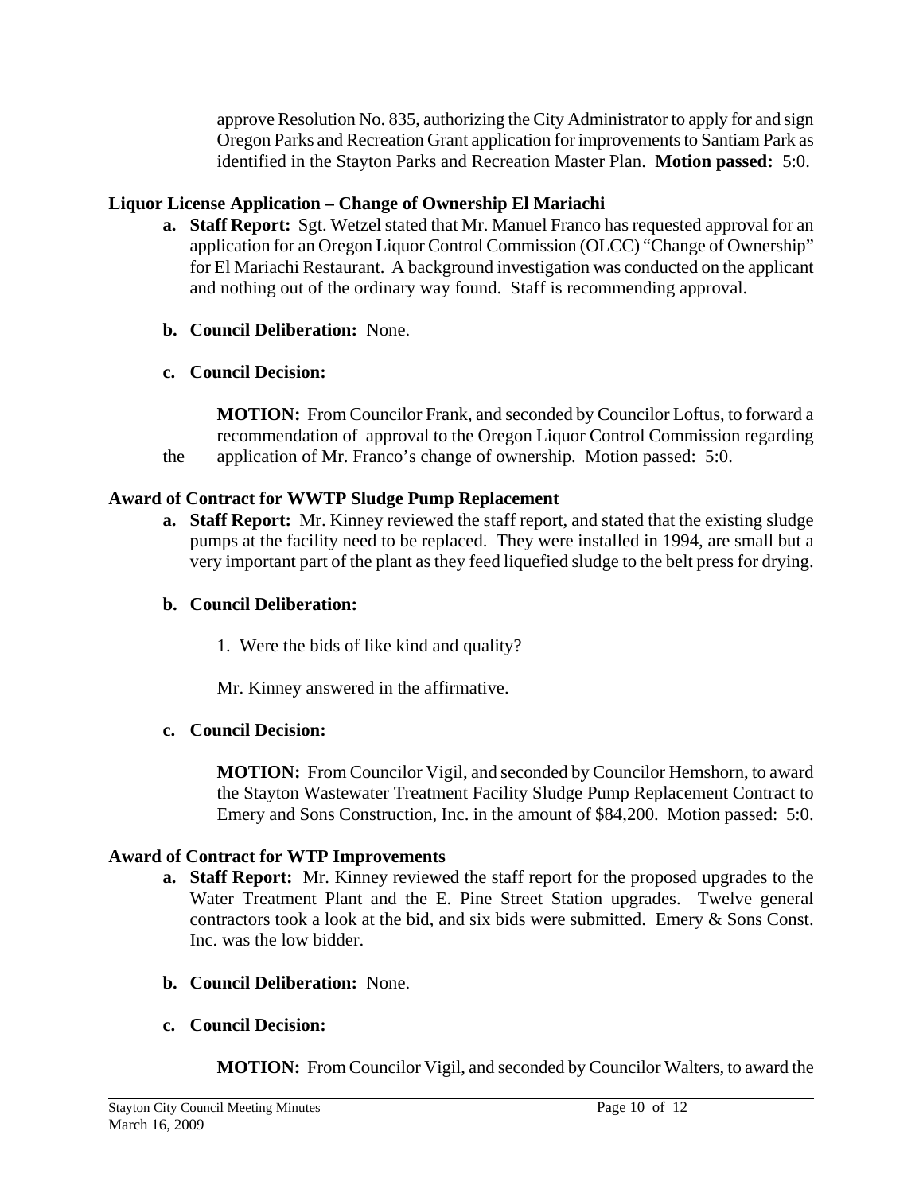approve Resolution No. 835, authorizing the City Administrator to apply for and sign Oregon Parks and Recreation Grant application for improvements to Santiam Park as identified in the Stayton Parks and Recreation Master Plan. **Motion passed:** 5:0.

### Liquor License Application – Change of Ownership El Mariachi

**a. Staff Report:** Sgt. Wetzel stated that Mr. Manuel Franco has requested approval for an application for an Oregon Liquor Control Commission (OLCC) "Change of Ownership" for El Mariachi Restaurant. A background investigation was conducted on the applicant and nothing out of the ordinary way found. Staff is recommending approval.

**b. Council Deliberation:** None.

**c. Council Decision:**

**MOTION:** From Councilor Frank, and seconded by Councilor Loftus, to forward a recommendation of approval to the Oregon Liquor Control Commission regarding the application of Mr. Franco's change of ownership. Motion passed: 5:0.

### Award of Contract for WWTP Sludge Pump Replacement

**a. Staff Report:** Mr. Kinney reviewed the staff report, and stated that the existing sludge pumps at the facility need to be replaced. They were installed in 1994, are small but a very important part of the plant as they feed liquefied sludge to the belt press for drying.

**b. Council Deliberation:**

1. Were the bids of like kind and quality?

Mr. Kinney answered in the affirmative.

**c. Council Decision:**

**MOTION:** From Councilor Vigil, and seconded by Councilor Hemshorn, to award the Stayton Wastewater Treatment Facility Sludge Pump Replacement Contract to Emery and Sons Construction, Inc. in the amount of $84,200. Motion passed: 5:0.

### Award of Contract for WTP Improvements

**a. Staff Report:** Mr. Kinney reviewed the staff report for the proposed upgrades to the Water Treatment Plant and the E. Pine Street Station upgrades. Twelve general contractors took a look at the bid, and six bids were submitted. Emery & Sons Const. Inc. was the low bidder.

**b. Council Deliberation:** None.

**c. Council Decision:**

**MOTION:** From Councilor Vigil, and seconded by Councilor Walters, to award the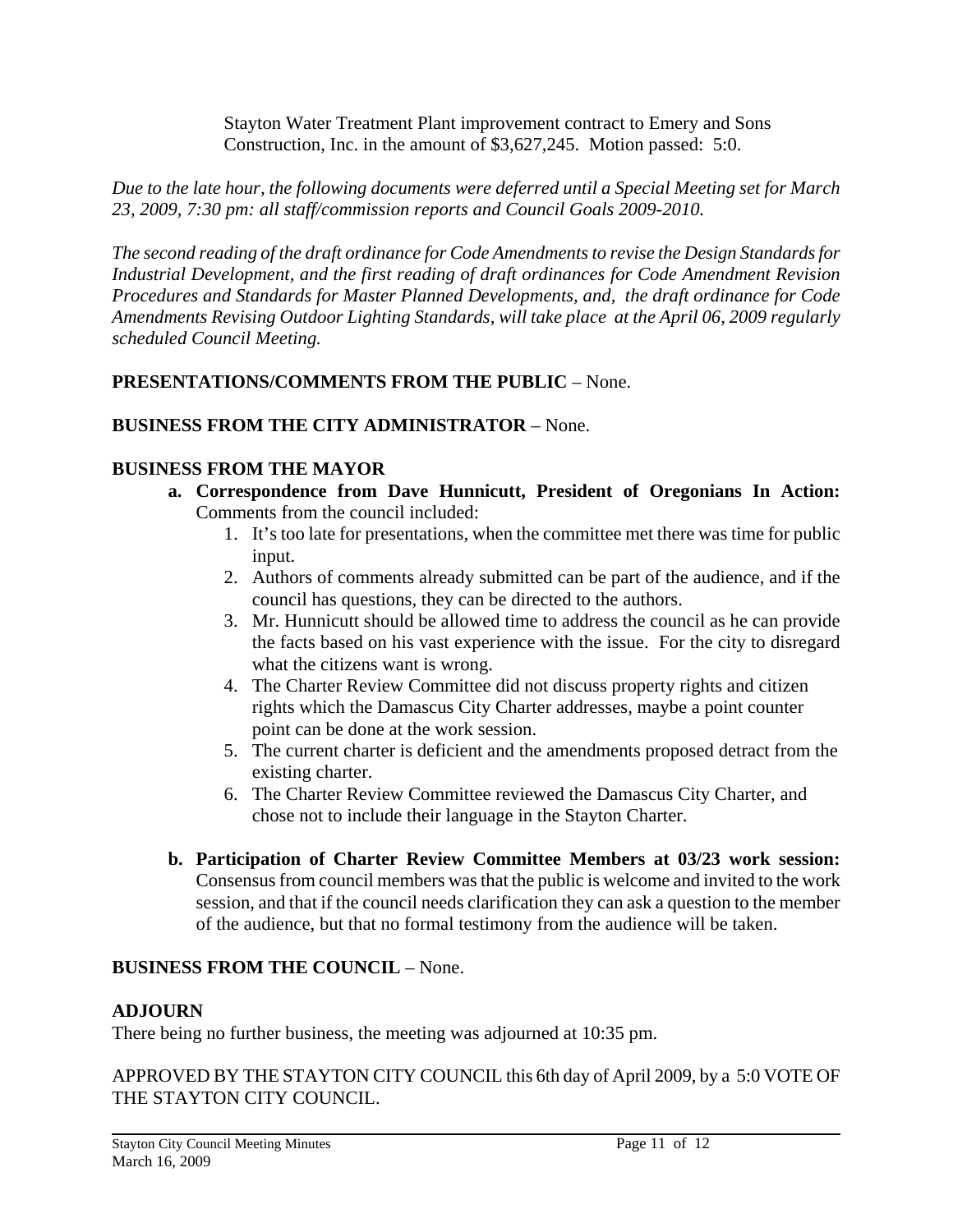Stayton Water Treatment Plant improvement contract to Emery and Sons Construction, Inc. in the amount of $3,627,245. Motion passed: 5:0.

*Due to the late hour, the following documents were deferred until a Special Meeting set for March 23, 2009, 7:30 pm: all staff/commission reports and Council Goals 2009-2010.*

*The second reading of the draft ordinance for Code Amendments to revise the Design Standards for Industrial Development, and the first reading of draft ordinances for Code Amendment Revision Procedures and Standards for Master Planned Developments, and, the draft ordinance for Code Amendments Revising Outdoor Lighting Standards, will take place at the April 06, 2009 regularly scheduled Council Meeting.*

**PRESENTATIONS/COMMENTS FROM THE PUBLIC** – None.

**BUSINESS FROM THE CITY ADMINISTRATOR** – None.

**BUSINESS FROM THE MAYOR**

a. **Correspondence from Dave Hunnicutt, President of Oregonians In Action:** Comments from the council included:
   1. It's too late for presentations, when the committee met there was time for public input.
   2. Authors of comments already submitted can be part of the audience, and if the council has questions, they can be directed to the authors.
   3. Mr. Hunnicutt should be allowed time to address the council as he can provide the facts based on his vast experience with the issue. For the city to disregard what the citizens want is wrong.
   4. The Charter Review Committee did not discuss property rights and citizen rights which the Damascus City Charter addresses, maybe a point counter point can be done at the work session.
   5. The current charter is deficient and the amendments proposed detract from the existing charter.
   6. The Charter Review Committee reviewed the Damascus City Charter, and chose not to include their language in the Stayton Charter.

b. **Participation of Charter Review Committee Members at 03/23 work session:** Consensus from council members was that the public is welcome and invited to the work session, and that if the council needs clarification they can ask a question to the member of the audience, but that no formal testimony from the audience will be taken.

**BUSINESS FROM THE COUNCIL** – None.

**ADJOURN**

There being no further business, the meeting was adjourned at 10:35 pm.

APPROVED BY THE STAYTON CITY COUNCIL this 6th day of April 2009, by a 5:0 VOTE OF THE STAYTON CITY COUNCIL.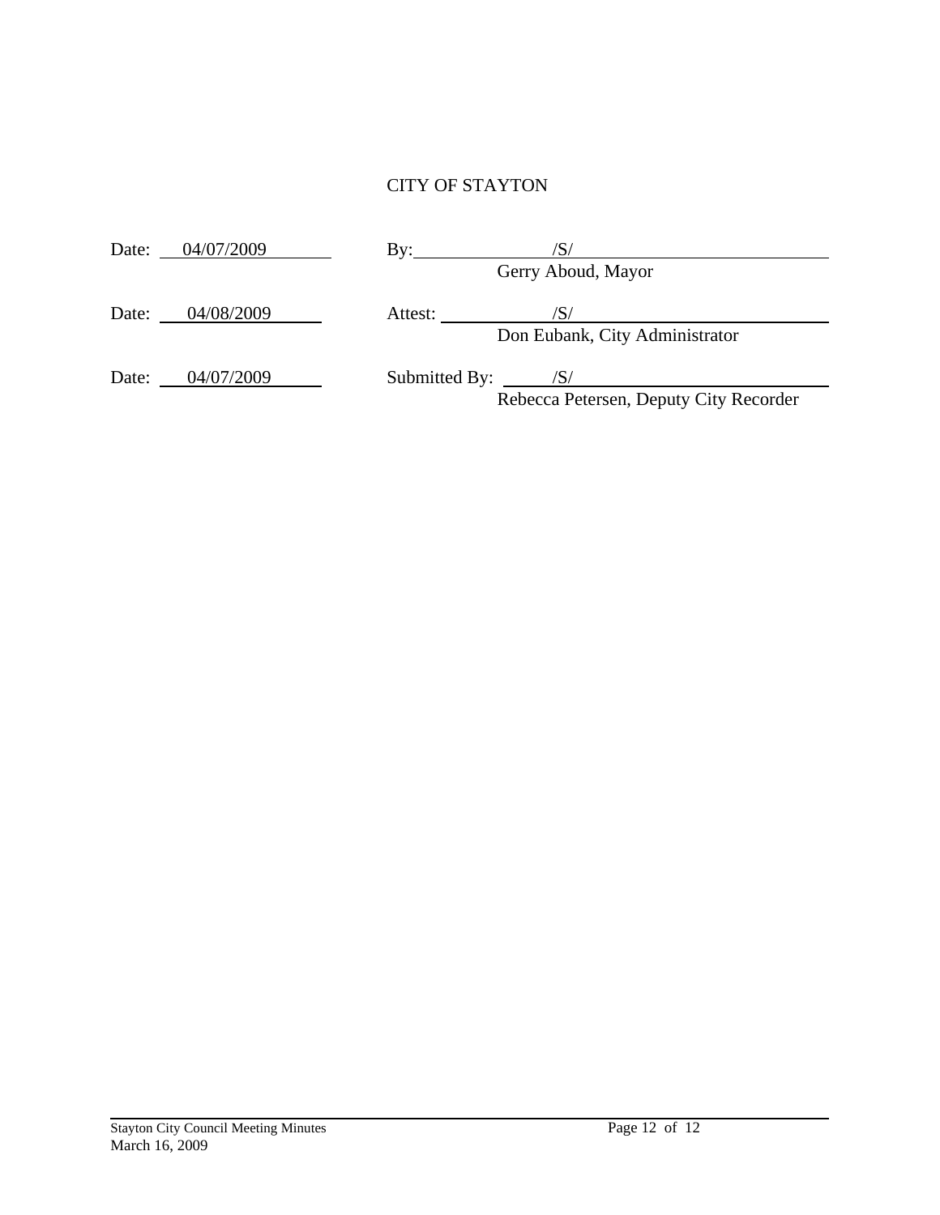CITY OF STAYTON

| | | |
|---|---|---|
| Date: 04/07/2009 | By: /S/ | |
| | Gerry Aboud, Mayor | |
| Date: 04/08/2009 | Attest: /S/ | |
| | Don Eubank, City Administrator | |
| Date: 04/07/2009 | Submitted By: /S/ | |
| | Rebecca Petersen, Deputy City Recorder | |